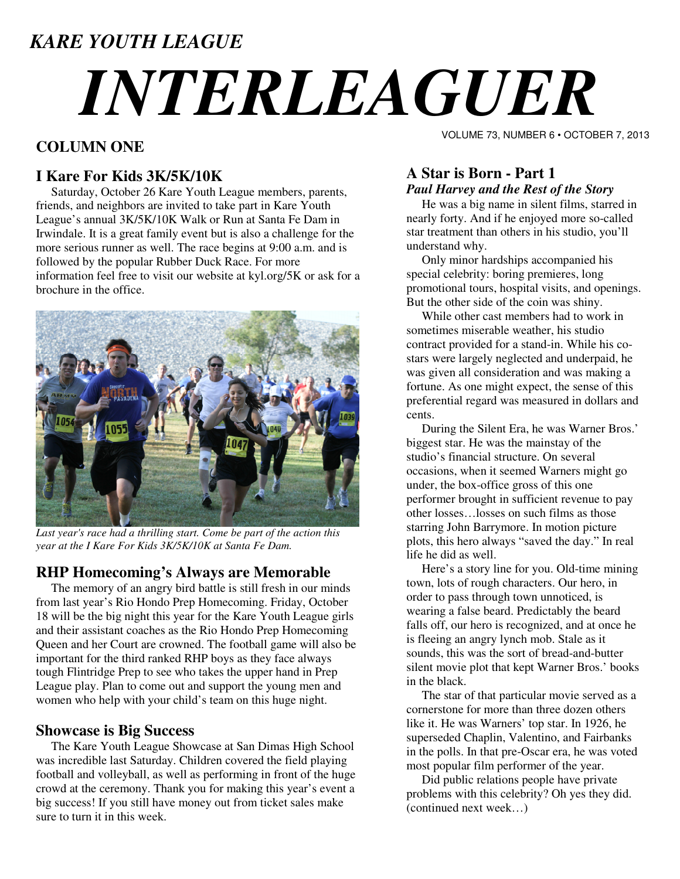*KARE YOUTH LEAGUE*

# *INTERLEAGUER*

VOLUME 73, NUMBER 6 • OCTOBER 7, 2013

## COLUMN ONE

### I Kare For Kids 3K/5K/10K

Saturday, October 26 Kare Youth League members, parents, friends, and neighbors are invited to take part in Kare Youth League's annual 3K/5K/10K Walk or Run at Santa Fe Dam in Irwindale. It is a great family event but is also a challenge for the more serious runner as well. The race begins at 9:00 a.m. and is followed by the popular Rubber Duck Race. For more information feel free to visit our website at kyl.org/5K or ask for a brochure in the office.

*Last year's race had a thrilling start. Come be part of the action this year at the I Kare For Kids 3K/5K/10K at Santa Fe Dam.*

### RHP Homecoming's Always are Memorable

The memory of an angry bird battle is still fresh in our minds from last year's Rio Hondo Prep Homecoming. Friday, October 18 will be the big night this year for the Kare Youth League girls and their assistant coaches as the Rio Hondo Prep Homecoming Queen and her Court are crowned. The football game will also be important for the third ranked RHP boys as they face always tough Flintridge Prep to see who takes the upper hand in Prep League play. Plan to come out and support the young men and women who help with your child's team on this huge night.

### Showcase is Big Success

The Kare Youth League Showcase at San Dimas High School was incredible last Saturday. Children covered the field playing football and volleyball, as well as performing in front of the huge crowd at the ceremony. Thank you for making this year's event a big success! If you still have money out from ticket sales make sure to turn it in this week.

### A Star is Born - Part 1

***Paul Harvey and the Rest of the Story***

He was a big name in silent films, starred in nearly forty. And if he enjoyed more so-called star treatment than others in his studio, you'll understand why.

Only minor hardships accompanied his special celebrity: boring premieres, long promotional tours, hospital visits, and openings. But the other side of the coin was shiny.

While other cast members had to work in sometimes miserable weather, his studio contract provided for a stand-in. While his co-stars were largely neglected and underpaid, he was given all consideration and was making a fortune. As one might expect, the sense of this preferential regard was measured in dollars and cents.

During the Silent Era, he was Warner Bros.' biggest star. He was the mainstay of the studio's financial structure. On several occasions, when it seemed Warners might go under, the box-office gross of this one performer brought in sufficient revenue to pay other losses…losses on such films as those starring John Barrymore. In motion picture plots, this hero always "saved the day." In real life he did as well.

Here's a story line for you. Old-time mining town, lots of rough characters. Our hero, in order to pass through town unnoticed, is wearing a false beard. Predictably the beard falls off, our hero is recognized, and at once he is fleeing an angry lynch mob. Stale as it sounds, this was the sort of bread-and-butter silent movie plot that kept Warner Bros.' books in the black.

The star of that particular movie served as a cornerstone for more than three dozen others like it. He was Warners' top star. In 1926, he superseded Chaplin, Valentino, and Fairbanks in the polls. In that pre-Oscar era, he was voted most popular film performer of the year.

Did public relations people have private problems with this celebrity? Oh yes they did. (continued next week…)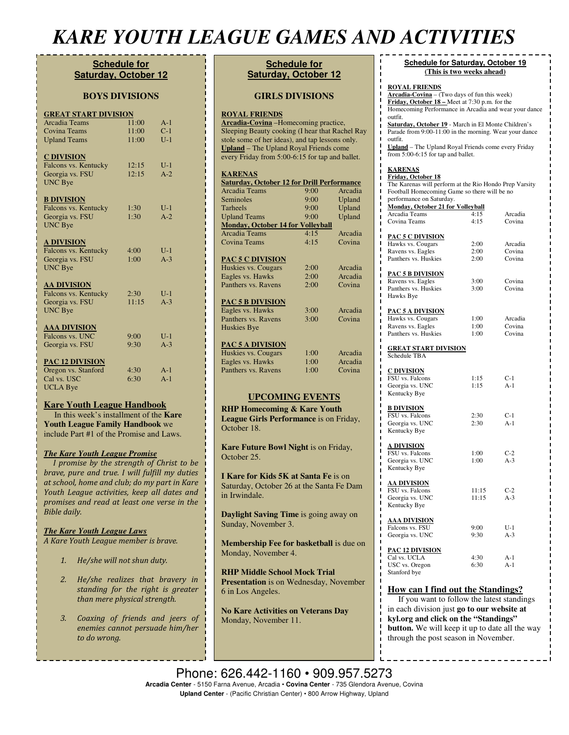# KARE YOUTH LEAGUE GAMES AND ACTIVITIES

## Schedule for Saturday, October 12

### BOYS DIVISIONS

**GREAT START DIVISION**

| | | |
|---|---|---|
| Arcadia Teams | 11:00 | A-1 |
| Covina Teams | 11:00 | C-1 |
| Upland Teams | 11:00 | U-1 |

**C DIVISION**

| | | |
|---|---|---|
| Falcons vs. Kentucky | 12:15 | U-1 |
| Georgia vs. FSU | 12:15 | A-2 |
| UNC Bye | | |

**B DIVISION**

| | | |
|---|---|---|
| Falcons vs. Kentucky | 1:30 | U-1 |
| Georgia vs. FSU | 1:30 | A-2 |
| UNC Bye | | |

**A DIVISION**

| | | |
|---|---|---|
| Falcons vs. Kentucky | 4:00 | U-1 |
| Georgia vs. FSU | 1:00 | A-3 |
| UNC Bye | | |

**AA DIVISION**

| | | |
|---|---|---|
| Falcons vs. Kentucky | 2:30 | U-1 |
| Georgia vs. FSU | 11:15 | A-3 |
| UNC Bye | | |

**AAA DIVISION**

| | | |
|---|---|---|
| Falcons vs. UNC | 9:00 | U-1 |
| Georgia vs. FSU | 9:30 | A-3 |

**PAC 12 DIVISION**

| | | |
|---|---|---|
| Oregon vs. Stanford | 4:30 | A-1 |
| Cal vs. USC | 6:30 | A-1 |
| UCLA Bye | | |

### Kare Youth League Handbook

In this week's installment of the **Kare Youth League Family Handbook** we include Part #1 of the Promise and Laws.

***The Kare Youth League Promise***

*I promise by the strength of Christ to be brave, pure and true. I will fulfill my duties at school, home and club; do my part in Kare Youth League activities, keep all dates and promises and read at least one verse in the Bible daily.*

***The Kare Youth League Laws***

*A Kare Youth League member is brave.*

1. *He/she will not shun duty.*
2. *He/she realizes that bravery in standing for the right is greater than mere physical strength.*
3. *Coaxing of friends and jeers of enemies cannot persuade him/her to do wrong.*

## Schedule for Saturday, October 12

### GIRLS DIVISIONS

**ROYAL FRIENDS**

**Arcadia-Covina** –Homecoming practice, Sleeping Beauty cooking (I hear that Rachel Ray stole some of her ideas), and tap lessons only.
**Upland** – The Upland Royal Friends come every Friday from 5:00-6:15 for tap and ballet.

**KARENAS**

**Saturday, October 12 for Drill Performance**

| | | |
|---|---|---|
| Arcadia Teams | 9:00 | Arcadia |
| Seminoles | 9:00 | Upland |
| Tarheels | 9:00 | Upland |
| Upland Teams | 9:00 | Upland |

**Monday, October 14 for Volleyball**

| | | |
|---|---|---|
| Arcadia Teams | 4:15 | Arcadia |
| Covina Teams | 4:15 | Covina |

**PAC 5 C DIVISION**

| | | |
|---|---|---|
| Huskies vs. Cougars | 2:00 | Arcadia |
| Eagles vs. Hawks | 2:00 | Arcadia |
| Panthers vs. Ravens | 2:00 | Covina |

**PAC 5 B DIVISION**

| | | |
|---|---|---|
| Eagles vs. Hawks | 3:00 | Arcadia |
| Panthers vs. Ravens | 3:00 | Covina |
| Huskies Bye | | |

**PAC 5 A DIVISION**

| | | |
|---|---|---|
| Huskies vs. Cougars | 1:00 | Arcadia |
| Eagles vs. Hawks | 1:00 | Arcadia |
| Panthers vs. Ravens | 1:00 | Covina |

### UPCOMING EVENTS

**RHP Homecoming & Kare Youth League Girls Performance** is on Friday, October 18.

**Kare Future Bowl Night** is on Friday, October 25.

**I Kare for Kids 5K at Santa Fe** is on Saturday, October 26 at the Santa Fe Dam in Irwindale.

**Daylight Saving Time** is going away on Sunday, November 3.

**Membership Fee for basketball** is due on Monday, November 4.

**RHP Middle School Mock Trial Presentation** is on Wednesday, November 6 in Los Angeles.

**No Kare Activities on Veterans Day** Monday, November 11.

## Schedule for Saturday, October 19
**(This is two weeks ahead)**

**ROYAL FRIENDS**

**Arcadia-Covina** – (Two days of fun this week)
**Friday, October 18 –** Meet at 7:30 p.m. for the Homecoming Performance in Arcadia and wear your dance outfit.
**Saturday, October 19** - March in El Monte Children's Parade from 9:00-11:00 in the morning. Wear your dance outfit.
**Upland** – The Upland Royal Friends come every Friday from 5:00-6:15 for tap and ballet.

**KARENAS**

**Friday, October 18**
The Karenas will perform at the Rio Hondo Prep Varsity Football Homecoming Game so there will be no performance on Saturday.

**Monday, October 21 for Volleyball**

| | | |
|---|---|---|
| Arcadia Teams | 4:15 | Arcadia |
| Covina Teams | 4:15 | Covina |

**PAC 5 C DIVISION**

| | | |
|---|---|---|
| Hawks vs. Cougars | 2:00 | Arcadia |
| Ravens vs. Eagles | 2:00 | Covina |
| Panthers vs. Huskies | 2:00 | Covina |

**PAC 5 B DIVISION**

| | | |
|---|---|---|
| Ravens vs. Eagles | 3:00 | Covina |
| Panthers vs. Huskies | 3:00 | Covina |
| Hawks Bye | | |

**PAC 5 A DIVISION**

| | | |
|---|---|---|
| Hawks vs. Cougars | 1:00 | Arcadia |
| Ravens vs. Eagles | 1:00 | Covina |
| Panthers vs. Huskies | 1:00 | Covina |

**GREAT START DIVISION**

Schedule TBA

**C DIVISION**

| | | |
|---|---|---|
| FSU vs. Falcons | 1:15 | C-1 |
| Georgia vs. UNC | 1:15 | A-1 |
| Kentucky Bye | | |

**B DIVISION**

| | | |
|---|---|---|
| FSU vs. Falcons | 2:30 | C-1 |
| Georgia vs. UNC | 2:30 | A-1 |
| Kentucky Bye | | |

**A DIVISION**

| | | |
|---|---|---|
| FSU vs. Falcons | 1:00 | C-2 |
| Georgia vs. UNC | 1:00 | A-3 |
| Kentucky Bye | | |

**AA DIVISION**

| | | |
|---|---|---|
| FSU vs. Falcons | 11:15 | C-2 |
| Georgia vs. UNC | 11:15 | A-3 |
| Kentucky Bye | | |

**AAA DIVISION**

| | | |
|---|---|---|
| Falcons vs. FSU | 9:00 | U-1 |
| Georgia vs. UNC | 9:30 | A-3 |

**PAC 12 DIVISION**

| | | |
|---|---|---|
| Cal vs. UCLA | 4:30 | A-1 |
| USC vs. Oregon | 6:30 | A-1 |
| Stanford bye | | |

### How can I find out the Standings?

If you want to follow the latest standings in each division just **go to our website at kyl.org and click on the "Standings" button.** We will keep it up to date all the way through the post season in November.

Phone: 626.442-1160 • 909.957.5273

**Arcadia Center** - 5150 Farna Avenue, Arcadia • **Covina Center** - 735 Glendora Avenue, Covina
**Upland Center** - (Pacific Christian Center) • 800 Arrow Highway, Upland